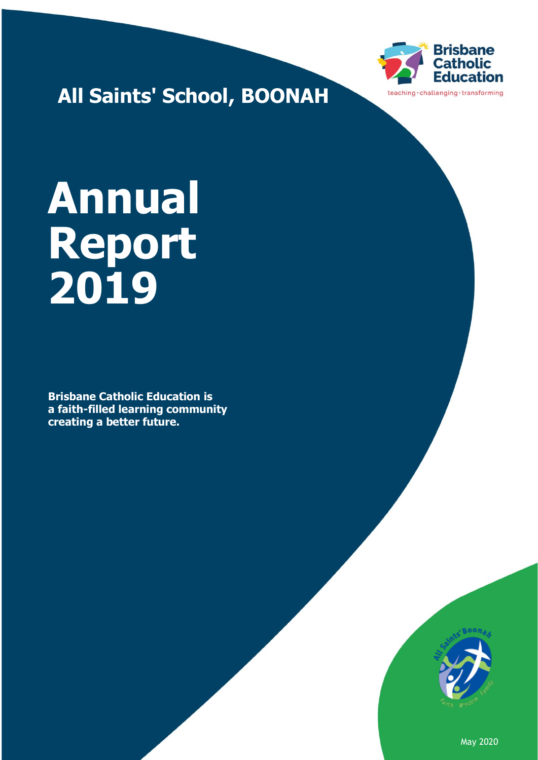Brisbane Catholic Education

teaching · challenging · transforming

## All Saints' School, BOONAH

# Annual Report 2019

**Brisbane Catholic Education is a faith-filled learning community creating a better future.**

May 2020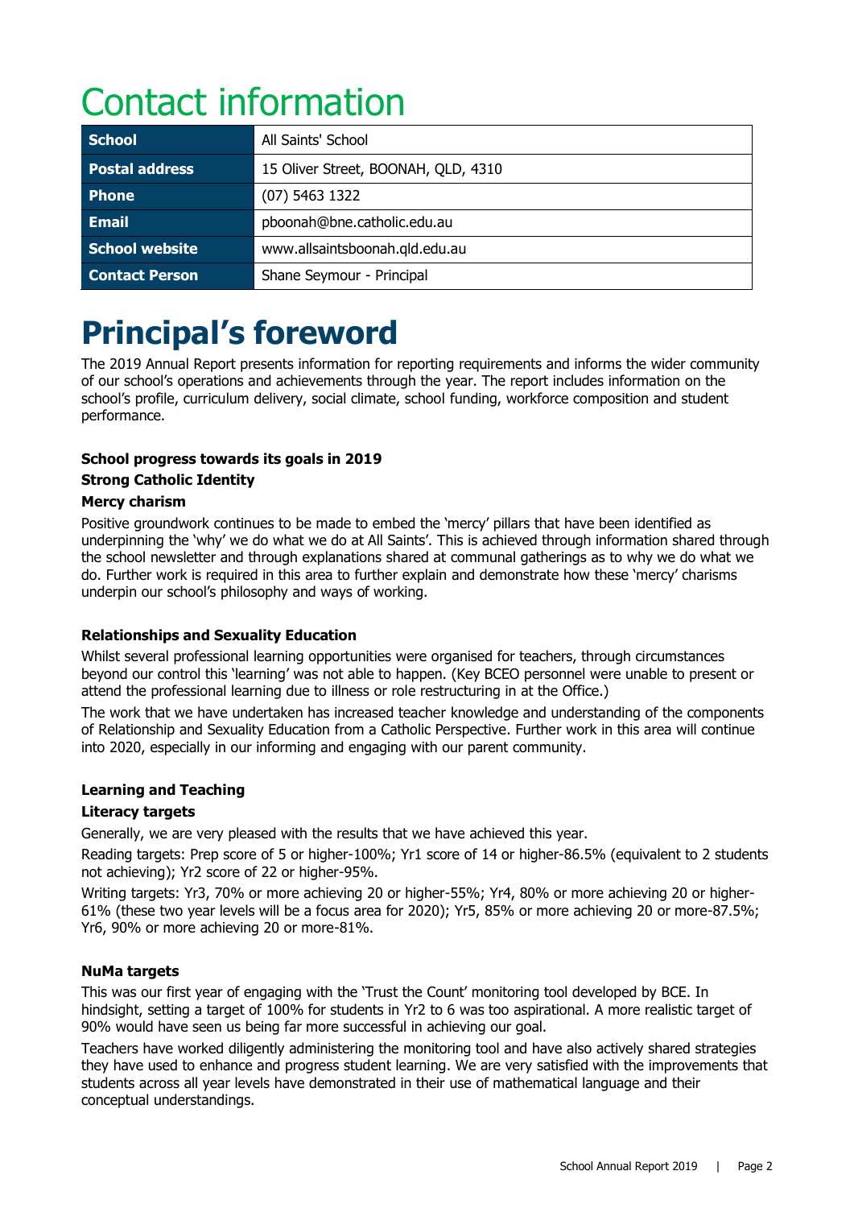# Contact information

| School | All Saints' School |
|---|---|
| Postal address | 15 Oliver Street, BOONAH, QLD, 4310 |
| Phone | (07) 5463 1322 |
| Email | pboonah@bne.catholic.edu.au |
| School website | www.allsaintsboonah.qld.edu.au |
| Contact Person | Shane Seymour - Principal |

# Principal's foreword

The 2019 Annual Report presents information for reporting requirements and informs the wider community of our school's operations and achievements through the year. The report includes information on the school's profile, curriculum delivery, social climate, school funding, workforce composition and student performance.

**School progress towards its goals in 2019**

**Strong Catholic Identity**

**Mercy charism**

Positive groundwork continues to be made to embed the 'mercy' pillars that have been identified as underpinning the 'why' we do what we do at All Saints'. This is achieved through information shared through the school newsletter and through explanations shared at communal gatherings as to why we do what we do. Further work is required in this area to further explain and demonstrate how these 'mercy' charisms underpin our school's philosophy and ways of working.

**Relationships and Sexuality Education**

Whilst several professional learning opportunities were organised for teachers, through circumstances beyond our control this 'learning' was not able to happen. (Key BCEO personnel were unable to present or attend the professional learning due to illness or role restructuring in at the Office.)

The work that we have undertaken has increased teacher knowledge and understanding of the components of Relationship and Sexuality Education from a Catholic Perspective. Further work in this area will continue into 2020, especially in our informing and engaging with our parent community.

**Learning and Teaching**

**Literacy targets**

Generally, we are very pleased with the results that we have achieved this year.

Reading targets: Prep score of 5 or higher-100%; Yr1 score of 14 or higher-86.5% (equivalent to 2 students not achieving); Yr2 score of 22 or higher-95%.

Writing targets: Yr3, 70% or more achieving 20 or higher-55%; Yr4, 80% or more achieving 20 or higher-61% (these two year levels will be a focus area for 2020); Yr5, 85% or more achieving 20 or more-87.5%; Yr6, 90% or more achieving 20 or more-81%.

**NuMa targets**

This was our first year of engaging with the 'Trust the Count' monitoring tool developed by BCE. In hindsight, setting a target of 100% for students in Yr2 to 6 was too aspirational. A more realistic target of 90% would have seen us being far more successful in achieving our goal.

Teachers have worked diligently administering the monitoring tool and have also actively shared strategies they have used to enhance and progress student learning. We are very satisfied with the improvements that students across all year levels have demonstrated in their use of mathematical language and their conceptual understandings.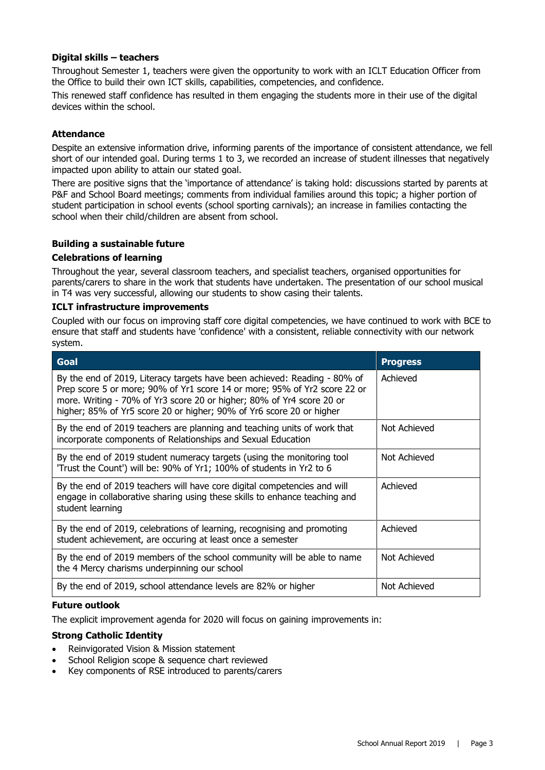### Digital skills – teachers

Throughout Semester 1, teachers were given the opportunity to work with an ICLT Education Officer from the Office to build their own ICT skills, capabilities, competencies, and confidence.

This renewed staff confidence has resulted in them engaging the students more in their use of the digital devices within the school.

### Attendance

Despite an extensive information drive, informing parents of the importance of consistent attendance, we fell short of our intended goal. During terms 1 to 3, we recorded an increase of student illnesses that negatively impacted upon ability to attain our stated goal.

There are positive signs that the 'importance of attendance' is taking hold: discussions started by parents at P&F and School Board meetings; comments from individual families around this topic; a higher portion of student participation in school events (school sporting carnivals); an increase in families contacting the school when their child/children are absent from school.

### Building a sustainable future

#### Celebrations of learning

Throughout the year, several classroom teachers, and specialist teachers, organised opportunities for parents/carers to share in the work that students have undertaken. The presentation of our school musical in T4 was very successful, allowing our students to show casing their talents.

#### ICLT infrastructure improvements

Coupled with our focus on improving staff core digital competencies, we have continued to work with BCE to ensure that staff and students have 'confidence' with a consistent, reliable connectivity with our network system.

| Goal | Progress |
|---|---|
| By the end of 2019, Literacy targets have been achieved: Reading - 80% of Prep score 5 or more; 90% of Yr1 score 14 or more; 95% of Yr2 score 22 or more. Writing - 70% of Yr3 score 20 or higher; 80% of Yr4 score 20 or higher; 85% of Yr5 score 20 or higher; 90% of Yr6 score 20 or higher | Achieved |
| By the end of 2019 teachers are planning and teaching units of work that incorporate components of Relationships and Sexual Education | Not Achieved |
| By the end of 2019 student numeracy targets (using the monitoring tool 'Trust the Count') will be: 90% of Yr1; 100% of students in Yr2 to 6 | Not Achieved |
| By the end of 2019 teachers will have core digital competencies and will engage in collaborative sharing using these skills to enhance teaching and student learning | Achieved |
| By the end of 2019, celebrations of learning, recognising and promoting student achievement, are occuring at least once a semester | Achieved |
| By the end of 2019 members of the school community will be able to name the 4 Mercy charisms underpinning our school | Not Achieved |
| By the end of 2019, school attendance levels are 82% or higher | Not Achieved |

#### Future outlook

The explicit improvement agenda for 2020 will focus on gaining improvements in:

#### Strong Catholic Identity

- Reinvigorated Vision & Mission statement
- School Religion scope & sequence chart reviewed
- Key components of RSE introduced to parents/carers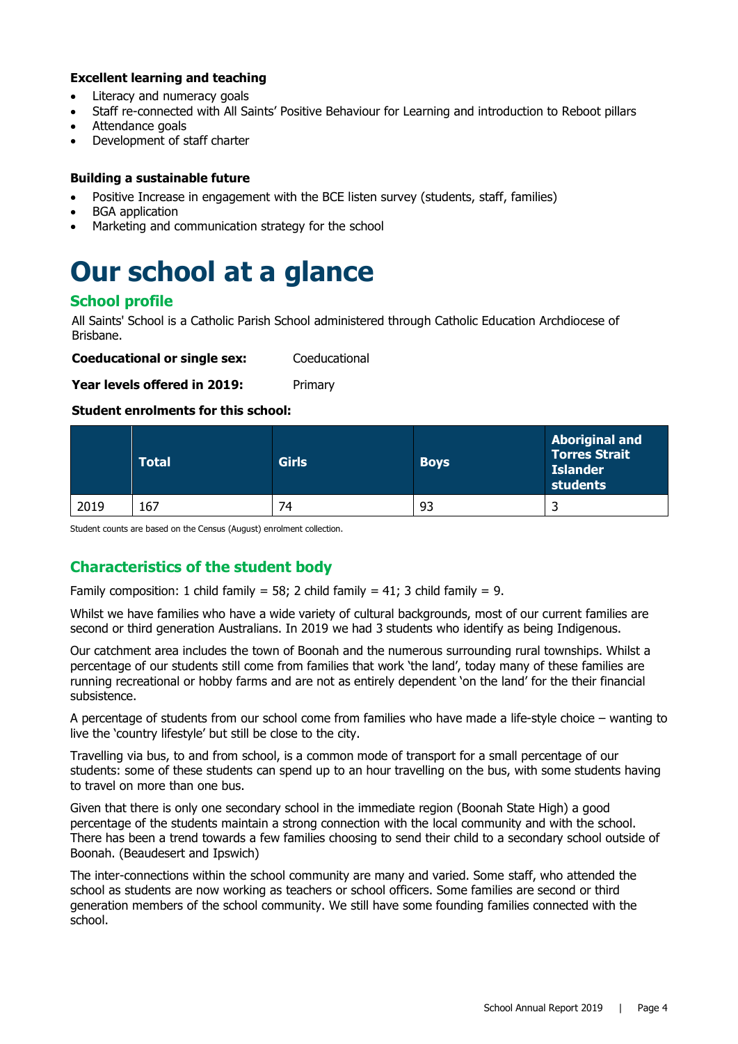**Excellent learning and teaching**

- Literacy and numeracy goals
- Staff re-connected with All Saints' Positive Behaviour for Learning and introduction to Reboot pillars
- Attendance goals
- Development of staff charter

**Building a sustainable future**

- Positive Increase in engagement with the BCE listen survey (students, staff, families)
- BGA application
- Marketing and communication strategy for the school

# Our school at a glance

## School profile

All Saints' School is a Catholic Parish School administered through Catholic Education Archdiocese of Brisbane.

**Coeducational or single sex:** Coeducational

**Year levels offered in 2019:** Primary

**Student enrolments for this school:**

| | Total | Girls | Boys | Aboriginal and Torres Strait Islander students |
|---|---|---|---|---|
| 2019 | 167 | 74 | 93 | 3 |

Student counts are based on the Census (August) enrolment collection.

## Characteristics of the student body

Family composition: 1 child family = 58; 2 child family = 41; 3 child family = 9.

Whilst we have families who have a wide variety of cultural backgrounds, most of our current families are second or third generation Australians. In 2019 we had 3 students who identify as being Indigenous.

Our catchment area includes the town of Boonah and the numerous surrounding rural townships. Whilst a percentage of our students still come from families that work 'the land', today many of these families are running recreational or hobby farms and are not as entirely dependent 'on the land' for the their financial subsistence.

A percentage of students from our school come from families who have made a life-style choice – wanting to live the 'country lifestyle' but still be close to the city.

Travelling via bus, to and from school, is a common mode of transport for a small percentage of our students: some of these students can spend up to an hour travelling on the bus, with some students having to travel on more than one bus.

Given that there is only one secondary school in the immediate region (Boonah State High) a good percentage of the students maintain a strong connection with the local community and with the school. There has been a trend towards a few families choosing to send their child to a secondary school outside of Boonah. (Beaudesert and Ipswich)

The inter-connections within the school community are many and varied. Some staff, who attended the school as students are now working as teachers or school officers. Some families are second or third generation members of the school community. We still have some founding families connected with the school.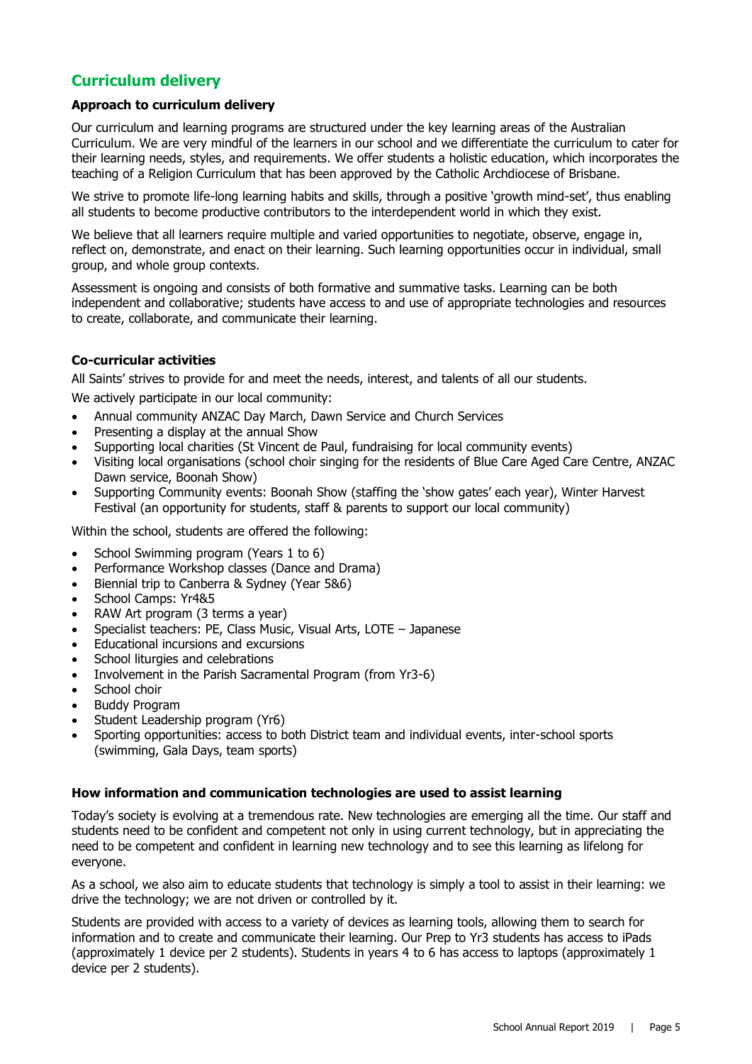## Curriculum delivery

### Approach to curriculum delivery

Our curriculum and learning programs are structured under the key learning areas of the Australian Curriculum. We are very mindful of the learners in our school and we differentiate the curriculum to cater for their learning needs, styles, and requirements. We offer students a holistic education, which incorporates the teaching of a Religion Curriculum that has been approved by the Catholic Archdiocese of Brisbane.

We strive to promote life-long learning habits and skills, through a positive 'growth mind-set', thus enabling all students to become productive contributors to the interdependent world in which they exist.

We believe that all learners require multiple and varied opportunities to negotiate, observe, engage in, reflect on, demonstrate, and enact on their learning. Such learning opportunities occur in individual, small group, and whole group contexts.

Assessment is ongoing and consists of both formative and summative tasks. Learning can be both independent and collaborative; students have access to and use of appropriate technologies and resources to create, collaborate, and communicate their learning.

### Co-curricular activities

All Saints' strives to provide for and meet the needs, interest, and talents of all our students.

We actively participate in our local community:

- Annual community ANZAC Day March, Dawn Service and Church Services
- Presenting a display at the annual Show
- Supporting local charities (St Vincent de Paul, fundraising for local community events)
- Visiting local organisations (school choir singing for the residents of Blue Care Aged Care Centre, ANZAC Dawn service, Boonah Show)
- Supporting Community events: Boonah Show (staffing the 'show gates' each year), Winter Harvest Festival (an opportunity for students, staff & parents to support our local community)

Within the school, students are offered the following:

- School Swimming program (Years 1 to 6)
- Performance Workshop classes (Dance and Drama)
- Biennial trip to Canberra & Sydney (Year 5&6)
- School Camps: Yr4&5
- RAW Art program (3 terms a year)
- Specialist teachers: PE, Class Music, Visual Arts, LOTE – Japanese
- Educational incursions and excursions
- School liturgies and celebrations
- Involvement in the Parish Sacramental Program (from Yr3-6)
- School choir
- Buddy Program
- Student Leadership program (Yr6)
- Sporting opportunities: access to both District team and individual events, inter-school sports (swimming, Gala Days, team sports)

### How information and communication technologies are used to assist learning

Today's society is evolving at a tremendous rate. New technologies are emerging all the time. Our staff and students need to be confident and competent not only in using current technology, but in appreciating the need to be competent and confident in learning new technology and to see this learning as lifelong for everyone.

As a school, we also aim to educate students that technology is simply a tool to assist in their learning: we drive the technology; we are not driven or controlled by it.

Students are provided with access to a variety of devices as learning tools, allowing them to search for information and to create and communicate their learning. Our Prep to Yr3 students has access to iPads (approximately 1 device per 2 students). Students in years 4 to 6 has access to laptops (approximately 1 device per 2 students).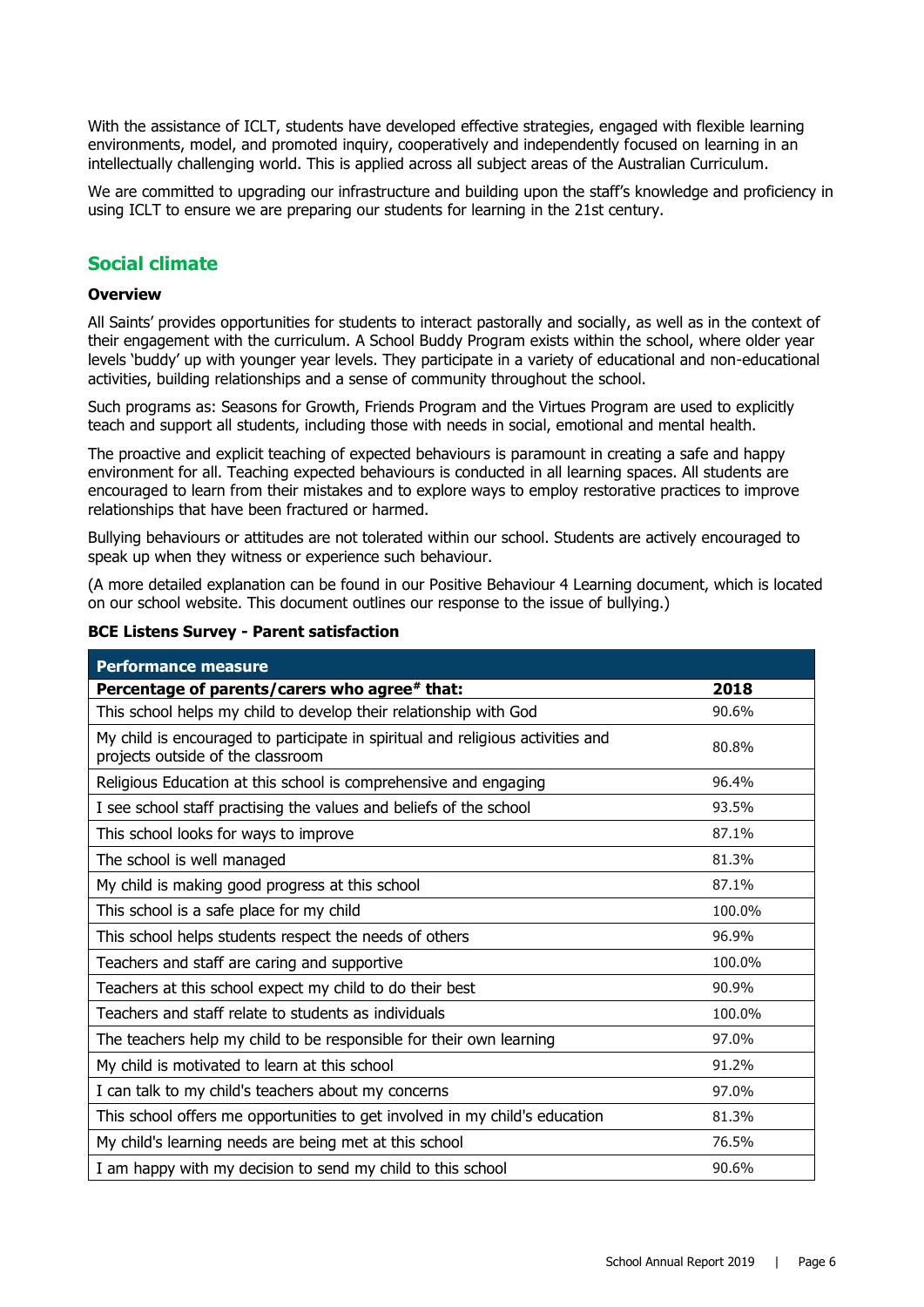With the assistance of ICLT, students have developed effective strategies, engaged with flexible learning environments, model, and promoted inquiry, cooperatively and independently focused on learning in an intellectually challenging world. This is applied across all subject areas of the Australian Curriculum.

We are committed to upgrading our infrastructure and building upon the staff's knowledge and proficiency in using ICLT to ensure we are preparing our students for learning in the 21st century.

## Social climate

### Overview

All Saints' provides opportunities for students to interact pastorally and socially, as well as in the context of their engagement with the curriculum. A School Buddy Program exists within the school, where older year levels 'buddy' up with younger year levels. They participate in a variety of educational and non-educational activities, building relationships and a sense of community throughout the school.

Such programs as: Seasons for Growth, Friends Program and the Virtues Program are used to explicitly teach and support all students, including those with needs in social, emotional and mental health.

The proactive and explicit teaching of expected behaviours is paramount in creating a safe and happy environment for all. Teaching expected behaviours is conducted in all learning spaces. All students are encouraged to learn from their mistakes and to explore ways to employ restorative practices to improve relationships that have been fractured or harmed.

Bullying behaviours or attitudes are not tolerated within our school. Students are actively encouraged to speak up when they witness or experience such behaviour.

(A more detailed explanation can be found in our Positive Behaviour 4 Learning document, which is located on our school website. This document outlines our response to the issue of bullying.)

**BCE Listens Survey - Parent satisfaction**

| Performance measure | |
|---|---|
| **Percentage of parents/carers who agree# that:** | **2018** |
| This school helps my child to develop their relationship with God | 90.6% |
| My child is encouraged to participate in spiritual and religious activities and projects outside of the classroom | 80.8% |
| Religious Education at this school is comprehensive and engaging | 96.4% |
| I see school staff practising the values and beliefs of the school | 93.5% |
| This school looks for ways to improve | 87.1% |
| The school is well managed | 81.3% |
| My child is making good progress at this school | 87.1% |
| This school is a safe place for my child | 100.0% |
| This school helps students respect the needs of others | 96.9% |
| Teachers and staff are caring and supportive | 100.0% |
| Teachers at this school expect my child to do their best | 90.9% |
| Teachers and staff relate to students as individuals | 100.0% |
| The teachers help my child to be responsible for their own learning | 97.0% |
| My child is motivated to learn at this school | 91.2% |
| I can talk to my child's teachers about my concerns | 97.0% |
| This school offers me opportunities to get involved in my child's education | 81.3% |
| My child's learning needs are being met at this school | 76.5% |
| I am happy with my decision to send my child to this school | 90.6% |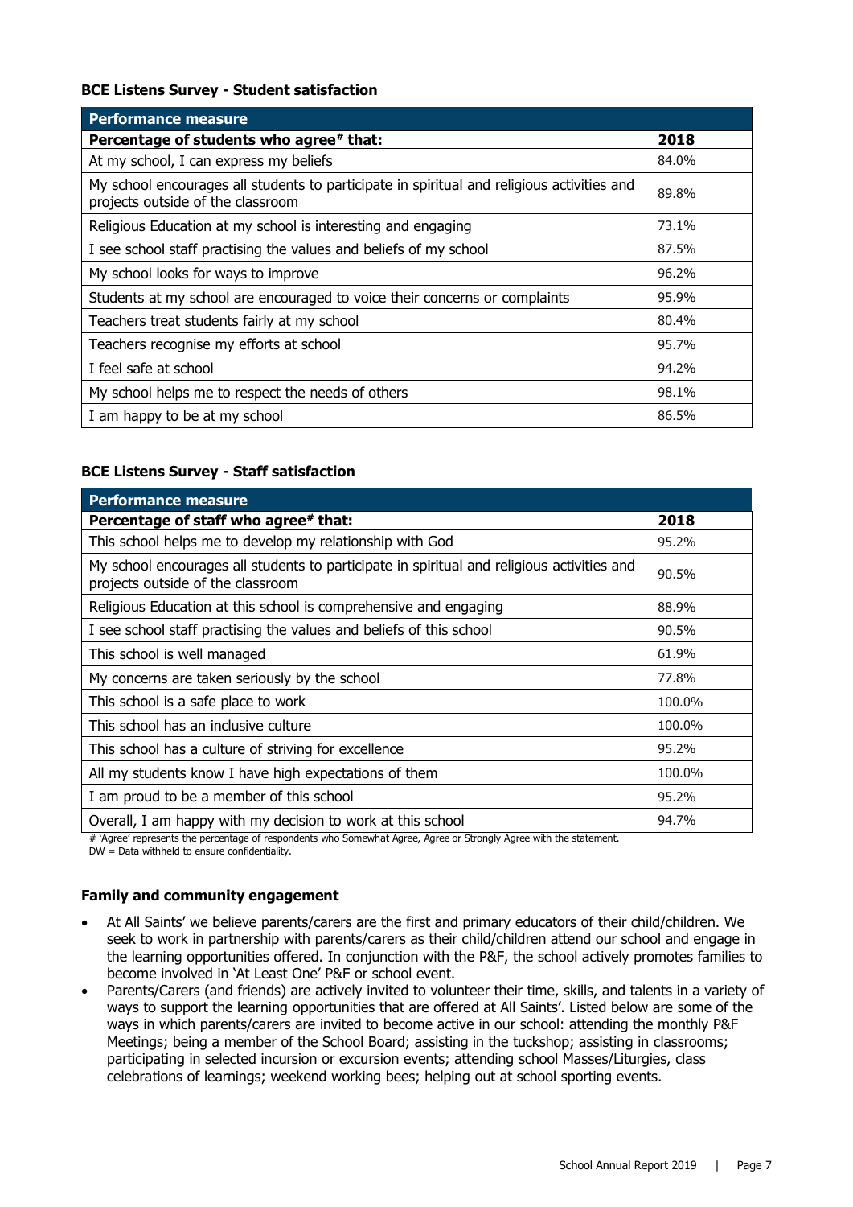**BCE Listens Survey - Student satisfaction**

| Performance measure | |
|---|---|
| **Percentage of students who agree# that:** | **2018** |
| At my school, I can express my beliefs | 84.0% |
| My school encourages all students to participate in spiritual and religious activities and projects outside of the classroom | 89.8% |
| Religious Education at my school is interesting and engaging | 73.1% |
| I see school staff practising the values and beliefs of my school | 87.5% |
| My school looks for ways to improve | 96.2% |
| Students at my school are encouraged to voice their concerns or complaints | 95.9% |
| Teachers treat students fairly at my school | 80.4% |
| Teachers recognise my efforts at school | 95.7% |
| I feel safe at school | 94.2% |
| My school helps me to respect the needs of others | 98.1% |
| I am happy to be at my school | 86.5% |

**BCE Listens Survey - Staff satisfaction**

| Performance measure | |
|---|---|
| **Percentage of staff who agree# that:** | **2018** |
| This school helps me to develop my relationship with God | 95.2% |
| My school encourages all students to participate in spiritual and religious activities and projects outside of the classroom | 90.5% |
| Religious Education at this school is comprehensive and engaging | 88.9% |
| I see school staff practising the values and beliefs of this school | 90.5% |
| This school is well managed | 61.9% |
| My concerns are taken seriously by the school | 77.8% |
| This school is a safe place to work | 100.0% |
| This school has an inclusive culture | 100.0% |
| This school has a culture of striving for excellence | 95.2% |
| All my students know I have high expectations of them | 100.0% |
| I am proud to be a member of this school | 95.2% |
| Overall, I am happy with my decision to work at this school | 94.7% |

# 'Agree' represents the percentage of respondents who Somewhat Agree, Agree or Strongly Agree with the statement.
DW = Data withheld to ensure confidentiality.

**Family and community engagement**

- At All Saints' we believe parents/carers are the first and primary educators of their child/children. We seek to work in partnership with parents/carers as their child/children attend our school and engage in the learning opportunities offered. In conjunction with the P&F, the school actively promotes families to become involved in 'At Least One' P&F or school event.
- Parents/Carers (and friends) are actively invited to volunteer their time, skills, and talents in a variety of ways to support the learning opportunities that are offered at All Saints'. Listed below are some of the ways in which parents/carers are invited to become active in our school: attending the monthly P&F Meetings; being a member of the School Board; assisting in the tuckshop; assisting in classrooms; participating in selected incursion or excursion events; attending school Masses/Liturgies, class celebrations of learnings; weekend working bees; helping out at school sporting events.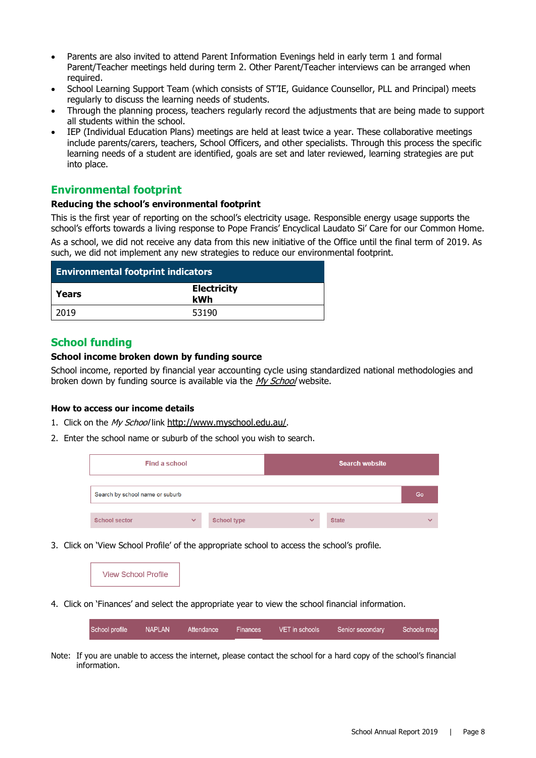- Parents are also invited to attend Parent Information Evenings held in early term 1 and formal Parent/Teacher meetings held during term 2. Other Parent/Teacher interviews can be arranged when required.
- School Learning Support Team (which consists of ST'IE, Guidance Counsellor, PLL and Principal) meets regularly to discuss the learning needs of students.
- Through the planning process, teachers regularly record the adjustments that are being made to support all students within the school.
- IEP (Individual Education Plans) meetings are held at least twice a year. These collaborative meetings include parents/carers, teachers, School Officers, and other specialists. Through this process the specific learning needs of a student are identified, goals are set and later reviewed, learning strategies are put into place.

## Environmental footprint

**Reducing the school's environmental footprint**

This is the first year of reporting on the school's electricity usage. Responsible energy usage supports the school's efforts towards a living response to Pope Francis' Encyclical Laudato Si' Care for our Common Home.

As a school, we did not receive any data from this new initiative of the Office until the final term of 2019. As such, we did not implement any new strategies to reduce our environmental footprint.

| Environmental footprint indicators | |
|---|---|
| **Years** | **Electricity kWh** |
| 2019 | 53190 |

## School funding

**School income broken down by funding source**

School income, reported by financial year accounting cycle using standardized national methodologies and broken down by funding source is available via the *My School* website.

**How to access our income details**

1. Click on the *My School* link http://www.myschool.edu.au/.
2. Enter the school name or suburb of the school you wish to search.

Find a school | Search website

Search by school name or suburb | Go

School sector | School type | State

3. Click on 'View School Profile' of the appropriate school to access the school's profile.

View School Profile

4. Click on 'Finances' and select the appropriate year to view the school financial information.

School profile | NAPLAN | Attendance | Finances | VET in schools | Senior secondary | Schools map

Note: If you are unable to access the internet, please contact the school for a hard copy of the school's financial information.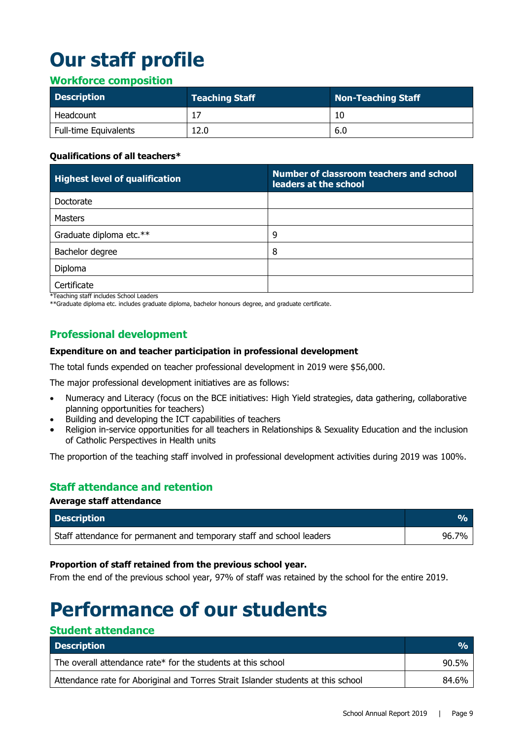# Our staff profile

## Workforce composition

| Description | Teaching Staff | Non-Teaching Staff |
|---|---|---|
| Headcount | 17 | 10 |
| Full-time Equivalents | 12.0 | 6.0 |

**Qualifications of all teachers***

| Highest level of qualification | Number of classroom teachers and school leaders at the school |
|---|---|
| Doctorate | |
| Masters | |
| Graduate diploma etc.** | 9 |
| Bachelor degree | 8 |
| Diploma | |
| Certificate | |

*Teaching staff includes School Leaders

**Graduate diploma etc. includes graduate diploma, bachelor honours degree, and graduate certificate.

## Professional development

**Expenditure on and teacher participation in professional development**

The total funds expended on teacher professional development in 2019 were $56,000.

The major professional development initiatives are as follows:

- Numeracy and Literacy (focus on the BCE initiatives: High Yield strategies, data gathering, collaborative planning opportunities for teachers)
- Building and developing the ICT capabilities of teachers
- Religion in-service opportunities for all teachers in Relationships & Sexuality Education and the inclusion of Catholic Perspectives in Health units

The proportion of the teaching staff involved in professional development activities during 2019 was 100%.

## Staff attendance and retention

**Average staff attendance**

| Description | % |
|---|---|
| Staff attendance for permanent and temporary staff and school leaders | 96.7% |

**Proportion of staff retained from the previous school year.**

From the end of the previous school year, 97% of staff was retained by the school for the entire 2019.

# Performance of our students

## Student attendance

| Description | % |
|---|---|
| The overall attendance rate* for the students at this school | 90.5% |
| Attendance rate for Aboriginal and Torres Strait Islander students at this school | 84.6% |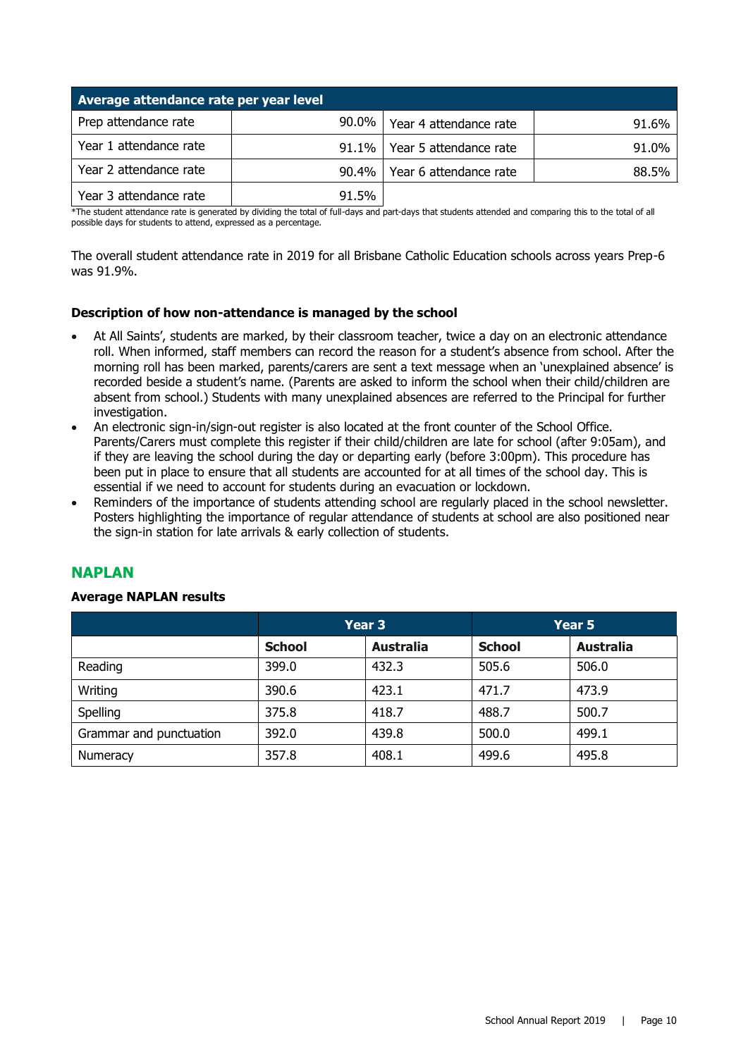| Average attendance rate per year level | | | |
|---|---|---|---|
| Prep attendance rate | 90.0% | Year 4 attendance rate | 91.6% |
| Year 1 attendance rate | 91.1% | Year 5 attendance rate | 91.0% |
| Year 2 attendance rate | 90.4% | Year 6 attendance rate | 88.5% |
| Year 3 attendance rate | 91.5% | | |

*The student attendance rate is generated by dividing the total of full-days and part-days that students attended and comparing this to the total of all possible days for students to attend, expressed as a percentage.

The overall student attendance rate in 2019 for all Brisbane Catholic Education schools across years Prep-6 was 91.9%.

**Description of how non-attendance is managed by the school**

- At All Saints', students are marked, by their classroom teacher, twice a day on an electronic attendance roll. When informed, staff members can record the reason for a student's absence from school. After the morning roll has been marked, parents/carers are sent a text message when an 'unexplained absence' is recorded beside a student's name. (Parents are asked to inform the school when their child/children are absent from school.) Students with many unexplained absences are referred to the Principal for further investigation.
- An electronic sign-in/sign-out register is also located at the front counter of the School Office. Parents/Carers must complete this register if their child/children are late for school (after 9:05am), and if they are leaving the school during the day or departing early (before 3:00pm). This procedure has been put in place to ensure that all students are accounted for at all times of the school day. This is essential if we need to account for students during an evacuation or lockdown.
- Reminders of the importance of students attending school are regularly placed in the school newsletter. Posters highlighting the importance of regular attendance of students at school are also positioned near the sign-in station for late arrivals & early collection of students.

## NAPLAN

**Average NAPLAN results**

| | Year 3 | | Year 5 | |
|---|---|---|---|---|
| | **School** | **Australia** | **School** | **Australia** |
| Reading | 399.0 | 432.3 | 505.6 | 506.0 |
| Writing | 390.6 | 423.1 | 471.7 | 473.9 |
| Spelling | 375.8 | 418.7 | 488.7 | 500.7 |
| Grammar and punctuation | 392.0 | 439.8 | 500.0 | 499.1 |
| Numeracy | 357.8 | 408.1 | 499.6 | 495.8 |